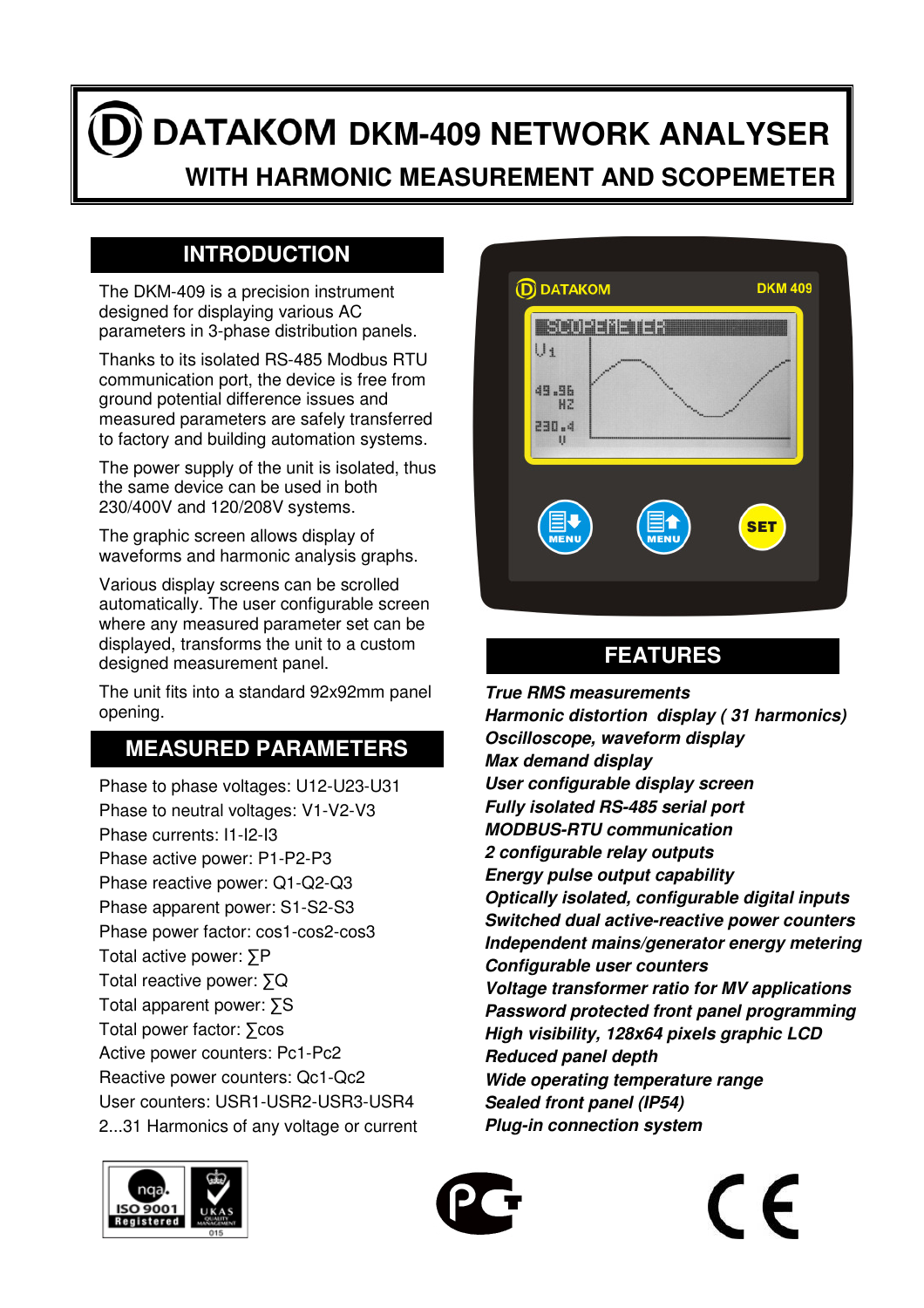# DATAKOM DKM-409 NETWORK ANALYSER

## WITH HARMONIC MEASUREMENT AND SCOPEMETER

## INTRODUCTION

The DKM-409 is a precision instrument designed for displaying various AC parameters in 3-phase distribution panels.

Thanks to its isolated RS-485 Modbus RTU communication port, the device is free from ground potential difference issues and measured parameters are safely transferred to factory and building automation systems.

The power supply of the unit is isolated, thus the same device can be used in both 230/400V and 120/208V systems.

The graphic screen allows display of waveforms and harmonic analysis graphs.

Various display screens can be scrolled automatically. The user configurable screen where any measured parameter set can be displayed, transforms the unit to a custom designed measurement panel.

The unit fits into a standard 92x92mm panel opening.

## MEASURED PARAMETERS

Phase to phase voltages: U12-U23-U31
Phase to neutral voltages: V1-V2-V3
Phase currents: I1-I2-I3
Phase active power: P1-P2-P3
Phase reactive power: Q1-Q2-Q3
Phase apparent power: S1-S2-S3
Phase power factor: cos1-cos2-cos3
Total active power: ∑P
Total reactive power: ∑Q
Total apparent power: ∑S
Total power factor: ∑cos
Active power counters: Pc1-Pc2
Reactive power counters: Qc1-Qc2
User counters: USR1-USR2-USR3-USR4
2...31 Harmonics of any voltage or current

## FEATURES

*True RMS measurements*
*Harmonic distortion display ( 31 harmonics)*
*Oscilloscope, waveform display*
*Max demand display*
*User configurable display screen*
*Fully isolated RS-485 serial port*
*MODBUS-RTU communication*
*2 configurable relay outputs*
*Energy pulse output capability*
*Optically isolated, configurable digital inputs*
*Switched dual active-reactive power counters*
*Independent mains/generator energy metering*
*Configurable user counters*
*Voltage transformer ratio for MV applications*
*Password protected front panel programming*
*High visibility, 128x64 pixels graphic LCD*
*Reduced panel depth*
*Wide operating temperature range*
*Sealed front panel (IP54)*
*Plug-in connection system*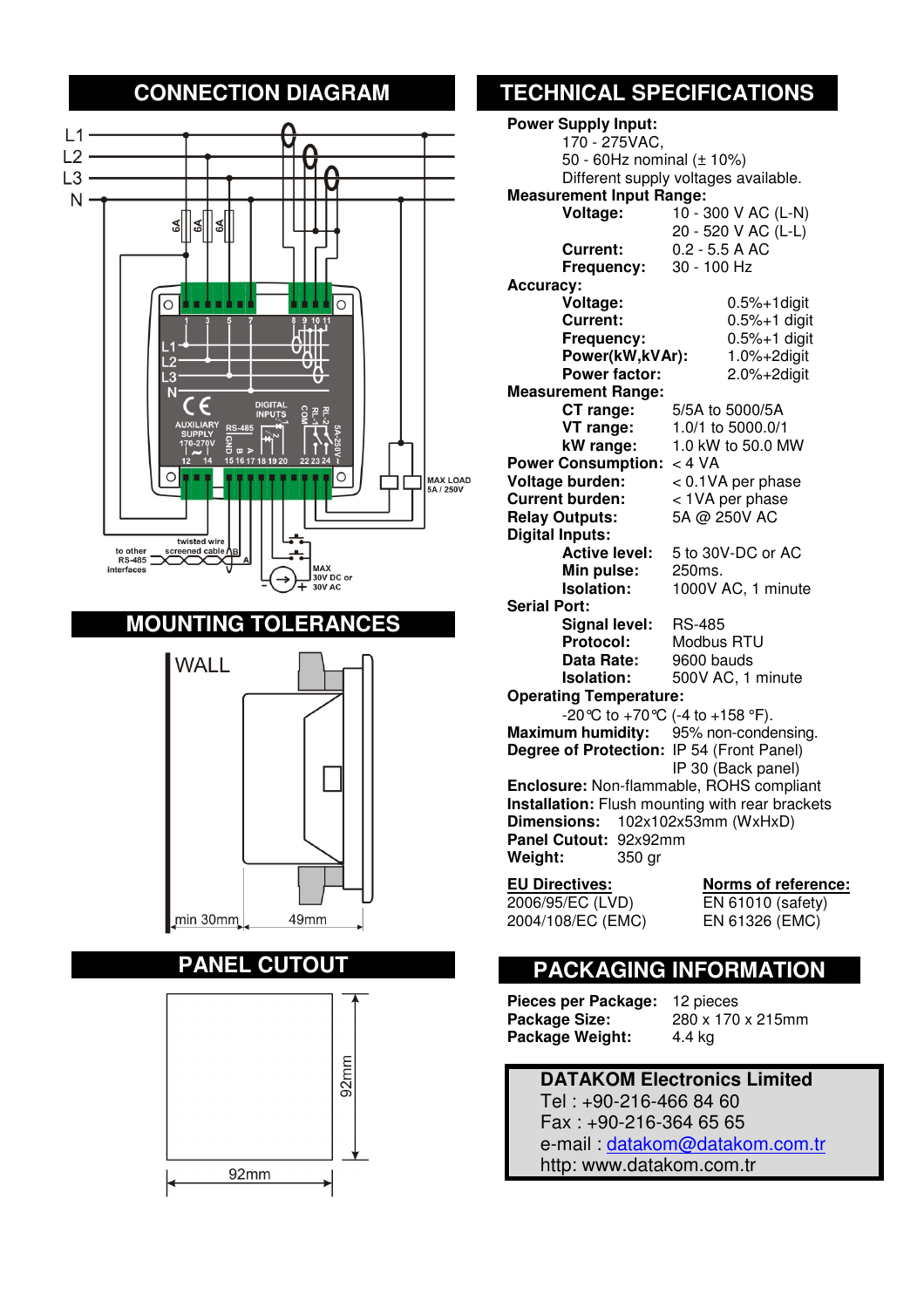## CONNECTION DIAGRAM

L1
L2
L3
N

6A 6A 6A

1 3 5 7 8 9 10 11

L1
L2
L3
N

CE

AUXILIARY SUPPLY 170-270V
12 14

RS-485
GND B A
15 16 17 18 19 20

DIGITAL INPUTS
1 2

COM RL-1 RL-2
5A-250V~
22 23 24

MAX LOAD
5A / 250V

to other RS-485 interfaces
twisted wire screened cable
B
A

MAX
30V DC or
30V AC
- +

## MOUNTING TOLERANCES

WALL

min 30mm
49mm

## PANEL CUTOUT

92mm
92mm

## TECHNICAL SPECIFICATIONS

**Power Supply Input:**
170 - 275VAC,
50 - 60Hz nominal (± 10%)
Different supply voltages available.

**Measurement Input Range:**

| | |
|---|---|
| **Voltage:** | 10 - 300 V AC (L-N) |
| | 20 - 520 V AC (L-L) |
| **Current:** | 0.2 - 5.5 A AC |
| **Frequency:** | 30 - 100 Hz |

**Accuracy:**

| | |
|---|---|
| **Voltage:** | 0.5%+1digit |
| **Current:** | 0.5%+1 digit |
| **Frequency:** | 0.5%+1 digit |
| **Power(kW,kVAr):** | 1.0%+2digit |
| **Power factor:** | 2.0%+2digit |

**Measurement Range:**

| | |
|---|---|
| **CT range:** | 5/5A to 5000/5A |
| **VT range:** | 1.0/1 to 5000.0/1 |
| **kW range:** | 1.0 kW to 50.0 MW |

| | |
|---|---|
| **Power Consumption:** | < 4 VA |
| **Voltage burden:** | < 0.1VA per phase |
| **Current burden:** | < 1VA per phase |
| **Relay Outputs:** | 5A @ 250V AC |

**Digital Inputs:**

| | |
|---|---|
| **Active level:** | 5 to 30V-DC or AC |
| **Min pulse:** | 250ms. |
| **Isolation:** | 1000V AC, 1 minute |

**Serial Port:**

| | |
|---|---|
| **Signal level:** | RS-485 |
| **Protocol:** | Modbus RTU |
| **Data Rate:** | 9600 bauds |
| **Isolation:** | 500V AC, 1 minute |

**Operating Temperature:**
-20℃ to +70℃ (-4 to +158 °F).

**Maximum humidity:** 95% non-condensing.
**Degree of Protection:** IP 54 (Front Panel)
IP 30 (Back panel)
**Enclosure:** Non-flammable, ROHS compliant
**Installation:** Flush mounting with rear brackets
**Dimensions:** 102x102x53mm (WxHxD)
**Panel Cutout:** 92x92mm
**Weight:** 350 gr

| EU Directives: | Norms of reference: |
|---|---|
| 2006/95/EC (LVD) | EN 61010 (safety) |
| 2004/108/EC (EMC) | EN 61326 (EMC) |

## PACKAGING INFORMATION

| | |
|---|---|
| **Pieces per Package:** | 12 pieces |
| **Package Size:** | 280 x 170 x 215mm |
| **Package Weight:** | 4.4 kg |

**DATAKOM Electronics Limited**
Tel : +90-216-466 84 60
Fax : +90-216-364 65 65
e-mail : datakom@datakom.com.tr
http: www.datakom.com.tr